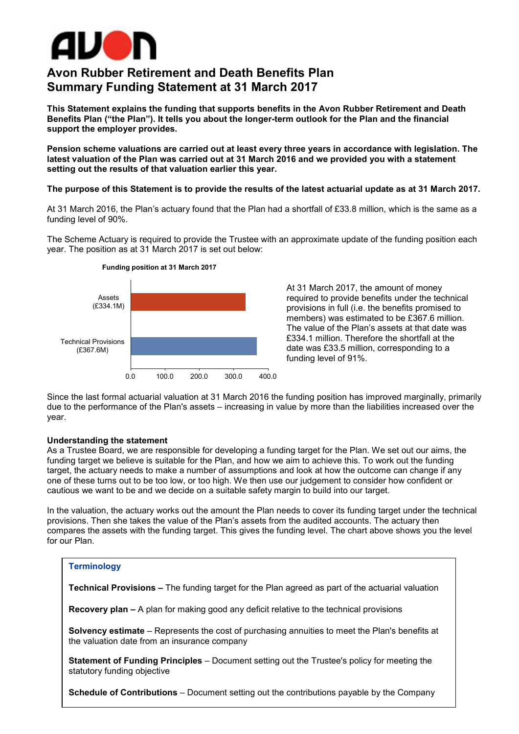# Avon Rubber Retirement and Death Benefits Plan
# Summary Funding Statement at 31 March 2017

**This Statement explains the funding that supports benefits in the Avon Rubber Retirement and Death Benefits Plan ("the Plan"). It tells you about the longer-term outlook for the Plan and the financial support the employer provides.**

**Pension scheme valuations are carried out at least every three years in accordance with legislation. The latest valuation of the Plan was carried out at 31 March 2016 and we provided you with a statement setting out the results of that valuation earlier this year.**

**The purpose of this Statement is to provide the results of the latest actuarial update as at 31 March 2017.**

At 31 March 2016, the Plan's actuary found that the Plan had a shortfall of £33.8 million, which is the same as a funding level of 90%.

The Scheme Actuary is required to provide the Trustee with an approximate update of the funding position each year. The position as at 31 March 2017 is set out below:

**Funding position at 31 March 2017**

| | £M |
|---|---|
| Assets | 334.1 |
| Technical Provisions | 367.6 |

At 31 March 2017, the amount of money required to provide benefits under the technical provisions in full (i.e. the benefits promised to members) was estimated to be £367.6 million. The value of the Plan's assets at that date was £334.1 million. Therefore the shortfall at the date was £33.5 million, corresponding to a funding level of 91%.

Since the last formal actuarial valuation at 31 March 2016 the funding position has improved marginally, primarily due to the performance of the Plan's assets – increasing in value by more than the liabilities increased over the year.

**Understanding the statement**

As a Trustee Board, we are responsible for developing a funding target for the Plan. We set out our aims, the funding target we believe is suitable for the Plan, and how we aim to achieve this. To work out the funding target, the actuary needs to make a number of assumptions and look at how the outcome can change if any one of these turns out to be too low, or too high. We then use our judgement to consider how confident or cautious we want to be and we decide on a suitable safety margin to build into our target.

In the valuation, the actuary works out the amount the Plan needs to cover its funding target under the technical provisions. Then she takes the value of the Plan's assets from the audited accounts. The actuary then compares the assets with the funding target. This gives the funding level. The chart above shows you the level for our Plan.

### Terminology

**Technical Provisions –** The funding target for the Plan agreed as part of the actuarial valuation

**Recovery plan –** A plan for making good any deficit relative to the technical provisions

**Solvency estimate** – Represents the cost of purchasing annuities to meet the Plan's benefits at the valuation date from an insurance company

**Statement of Funding Principles** – Document setting out the Trustee's policy for meeting the statutory funding objective

**Schedule of Contributions** – Document setting out the contributions payable by the Company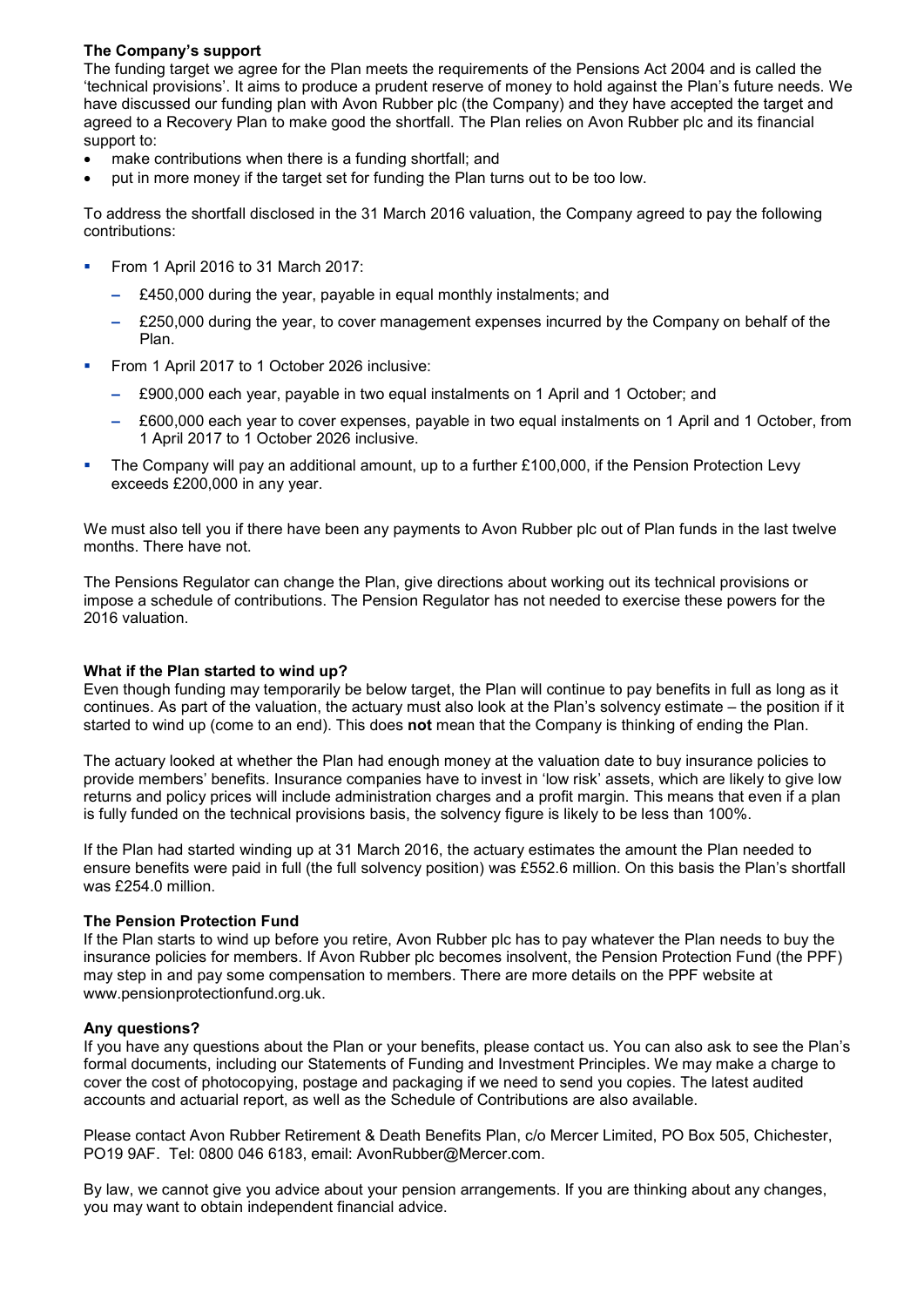**The Company's support**

The funding target we agree for the Plan meets the requirements of the Pensions Act 2004 and is called the 'technical provisions'. It aims to produce a prudent reserve of money to hold against the Plan's future needs. We have discussed our funding plan with Avon Rubber plc (the Company) and they have accepted the target and agreed to a Recovery Plan to make good the shortfall. The Plan relies on Avon Rubber plc and its financial support to:

- make contributions when there is a funding shortfall; and
- put in more money if the target set for funding the Plan turns out to be too low.

To address the shortfall disclosed in the 31 March 2016 valuation, the Company agreed to pay the following contributions:

- From 1 April 2016 to 31 March 2017:
  - £450,000 during the year, payable in equal monthly instalments; and
  - £250,000 during the year, to cover management expenses incurred by the Company on behalf of the Plan.
- From 1 April 2017 to 1 October 2026 inclusive:
  - £900,000 each year, payable in two equal instalments on 1 April and 1 October; and
  - £600,000 each year to cover expenses, payable in two equal instalments on 1 April and 1 October, from 1 April 2017 to 1 October 2026 inclusive.
- The Company will pay an additional amount, up to a further £100,000, if the Pension Protection Levy exceeds £200,000 in any year.

We must also tell you if there have been any payments to Avon Rubber plc out of Plan funds in the last twelve months. There have not.

The Pensions Regulator can change the Plan, give directions about working out its technical provisions or impose a schedule of contributions. The Pension Regulator has not needed to exercise these powers for the 2016 valuation.

**What if the Plan started to wind up?**

Even though funding may temporarily be below target, the Plan will continue to pay benefits in full as long as it continues. As part of the valuation, the actuary must also look at the Plan's solvency estimate – the position if it started to wind up (come to an end). This does **not** mean that the Company is thinking of ending the Plan.

The actuary looked at whether the Plan had enough money at the valuation date to buy insurance policies to provide members' benefits. Insurance companies have to invest in 'low risk' assets, which are likely to give low returns and policy prices will include administration charges and a profit margin. This means that even if a plan is fully funded on the technical provisions basis, the solvency figure is likely to be less than 100%.

If the Plan had started winding up at 31 March 2016, the actuary estimates the amount the Plan needed to ensure benefits were paid in full (the full solvency position) was £552.6 million. On this basis the Plan's shortfall was £254.0 million.

**The Pension Protection Fund**

If the Plan starts to wind up before you retire, Avon Rubber plc has to pay whatever the Plan needs to buy the insurance policies for members. If Avon Rubber plc becomes insolvent, the Pension Protection Fund (the PPF) may step in and pay some compensation to members. There are more details on the PPF website at www.pensionprotectionfund.org.uk.

**Any questions?**

If you have any questions about the Plan or your benefits, please contact us. You can also ask to see the Plan's formal documents, including our Statements of Funding and Investment Principles. We may make a charge to cover the cost of photocopying, postage and packaging if we need to send you copies. The latest audited accounts and actuarial report, as well as the Schedule of Contributions are also available.

Please contact Avon Rubber Retirement & Death Benefits Plan, c/o Mercer Limited, PO Box 505, Chichester, PO19 9AF. Tel: 0800 046 6183, email: AvonRubber@Mercer.com.

By law, we cannot give you advice about your pension arrangements. If you are thinking about any changes, you may want to obtain independent financial advice.